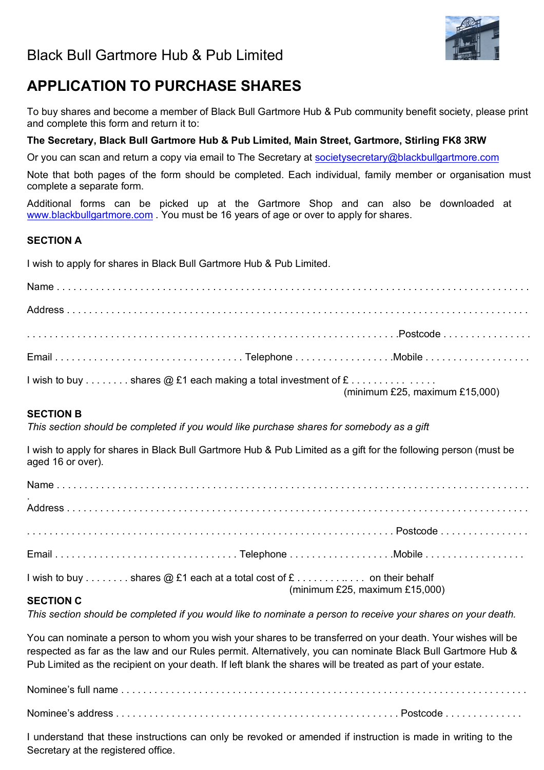Black Bull Gartmore Hub & Pub Limited

# APPLICATION TO PURCHASE SHARES

To buy shares and become a member of Black Bull Gartmore Hub & Pub community benefit society, please print and complete this form and return it to:

**The Secretary, Black Bull Gartmore Hub & Pub Limited, Main Street, Gartmore, Stirling FK8 3RW**

Or you can scan and return a copy via email to The Secretary at societysecretary@blackbullgartmore.com

Note that both pages of the form should be completed. Each individual, family member or organisation must complete a separate form.

Additional forms can be picked up at the Gartmore Shop and can also be downloaded at www.blackbullgartmore.com . You must be 16 years of age or over to apply for shares.

**SECTION A**

I wish to apply for shares in Black Bull Gartmore Hub & Pub Limited.

Name . . . . . . . . . . . . . . . . . . . . . . . . . . . . . . . . . . . . . . . . . . . . . . . . . . . . . . . . . . . . . . . . . . . . . . . . . . . . .

Address . . . . . . . . . . . . . . . . . . . . . . . . . . . . . . . . . . . . . . . . . . . . . . . . . . . . . . . . . . . . . . . . . . . . . . . . . . . .

. . . . . . . . . . . . . . . . . . . . . . . . . . . . . . . . . . . . . . . . . . . . . . . . . . . . . . . . . . . . . . . .Postcode . . . . . . . . . . . . . . .

Email . . . . . . . . . . . . . . . . . . . . . . . . . . . . . . . . . Telephone . . . . . . . . . . . . . . . . .Mobile . . . . . . . . . . . . . . . . . . .

I wish to buy . . . . . . . . shares @ £1 each making a total investment of £ . . . . . . . . . . . . . . . .
(minimum £25, maximum £15,000)

**SECTION B**

*This section should be completed if you would like purchase shares for somebody as a gift*

I wish to apply for shares in Black Bull Gartmore Hub & Pub Limited as a gift for the following person (must be aged 16 or over).

Name . . . . . . . . . . . . . . . . . . . . . . . . . . . . . . . . . . . . . . . . . . . . . . . . . . . . . . . . . . . . . . . . . . . . . . . . . . . . .

Address . . . . . . . . . . . . . . . . . . . . . . . . . . . . . . . . . . . . . . . . . . . . . . . . . . . . . . . . . . . . . . . . . . . . . . . . . . . .

. . . . . . . . . . . . . . . . . . . . . . . . . . . . . . . . . . . . . . . . . . . . . . . . . . . . . . . . . . . . . . . . Postcode . . . . . . . . . . . . . . .

Email . . . . . . . . . . . . . . . . . . . . . . . . . . . . . . . . Telephone . . . . . . . . . . . . . . . . . .Mobile . . . . . . . . . . . . . . . . . .

I wish to buy . . . . . . . . shares @ £1 each at a total cost of £ . . . . . . . . . . . . . on their behalf
(minimum £25, maximum £15,000)

**SECTION C**

*This section should be completed if you would like to nominate a person to receive your shares on your death.*

You can nominate a person to whom you wish your shares to be transferred on your death. Your wishes will be respected as far as the law and our Rules permit. Alternatively, you can nominate Black Bull Gartmore Hub & Pub Limited as the recipient on your death. If left blank the shares will be treated as part of your estate.

Nominee's full name . . . . . . . . . . . . . . . . . . . . . . . . . . . . . . . . . . . . . . . . . . . . . . . . . . . . . . . . . . . . . . . . . . .

Nominee's address . . . . . . . . . . . . . . . . . . . . . . . . . . . . . . . . . . . . . . . . . . . . . . . . . . . Postcode . . . . . . . . . . . . .

I understand that these instructions can only be revoked or amended if instruction is made in writing to the Secretary at the registered office.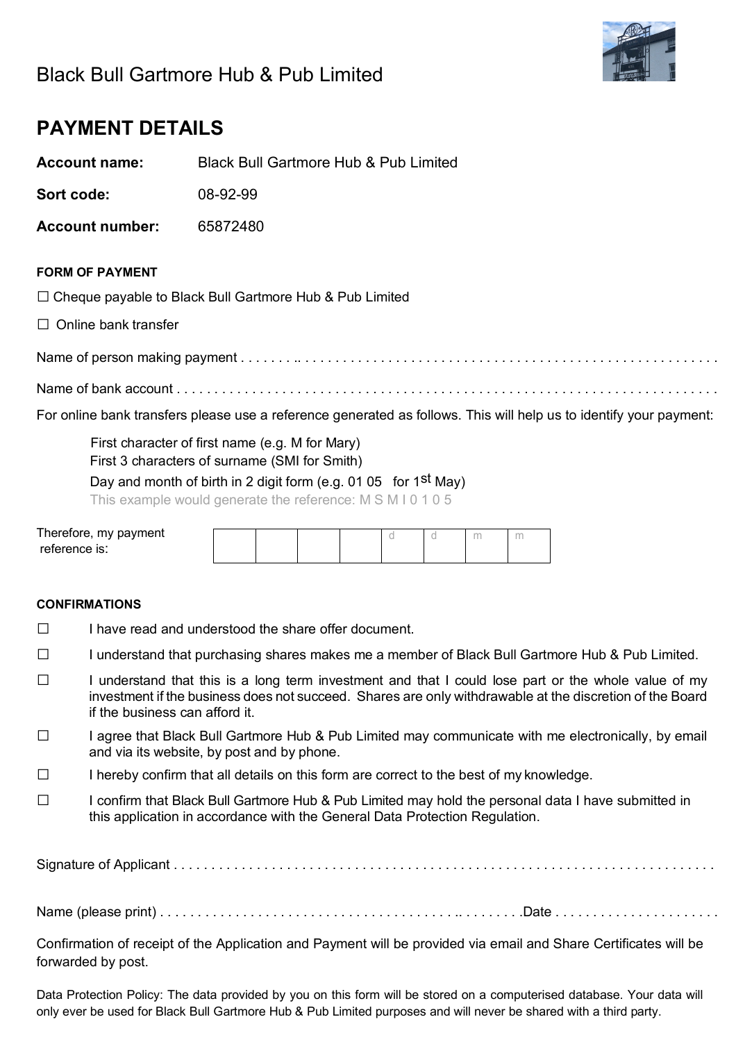Black Bull Gartmore Hub & Pub Limited

## PAYMENT DETAILS

**Account name:** Black Bull Gartmore Hub & Pub Limited

**Sort code:** 08-92-99

**Account number:** 65872480

#### FORM OF PAYMENT

☐ Cheque payable to Black Bull Gartmore Hub & Pub Limited

☐ Online bank transfer

Name of person making payment . . . . . . . .. . . . . . . . . . . . . . . . . . . . . . . . . . . . . . . . . . . . . . . . . . . . . . . . . . . .

Name of bank account . . . . . . . . . . . . . . . . . . . . . . . . . . . . . . . . . . . . . . . . . . . . . . . . . . . . . . . . . . . . . . . . . . . . .

For online bank transfers please use a reference generated as follows. This will help us to identify your payment:

First character of first name (e.g. M for Mary)
First 3 characters of surname (SMI for Smith)
Day and month of birth in 2 digit form (e.g. 01 05 for 1st May)
This example would generate the reference: M S M I 0 1 0 5

Therefore, my payment reference is:

| | | | | | | | |
|---|---|---|---|---|---|---|---|
| | | | | d | d | m | m |

#### CONFIRMATIONS

☐ I have read and understood the share offer document.

☐ I understand that purchasing shares makes me a member of Black Bull Gartmore Hub & Pub Limited.

☐ I understand that this is a long term investment and that I could lose part or the whole value of my investment if the business does not succeed. Shares are only withdrawable at the discretion of the Board if the business can afford it.

☐ I agree that Black Bull Gartmore Hub & Pub Limited may communicate with me electronically, by email and via its website, by post and by phone.

☐ I hereby confirm that all details on this form are correct to the best of my knowledge.

☐ I confirm that Black Bull Gartmore Hub & Pub Limited may hold the personal data I have submitted in this application in accordance with the General Data Protection Regulation.

Signature of Applicant . . . . . . . . . . . . . . . . . . . . . . . . . . . . . . . . . . . . . . . . . . . . . . . . . . . . . . . . . . . . . . . . . . .

Name (please print) . . . . . . . . . . . . . . . . . . . . . . . . . . . . . . . . . . . . . . . .. . . . . . . . .Date . . . . . . . . . . . . . . . . . . . . . .

Confirmation of receipt of the Application and Payment will be provided via email and Share Certificates will be forwarded by post.

Data Protection Policy: The data provided by you on this form will be stored on a computerised database. Your data will only ever be used for Black Bull Gartmore Hub & Pub Limited purposes and will never be shared with a third party.